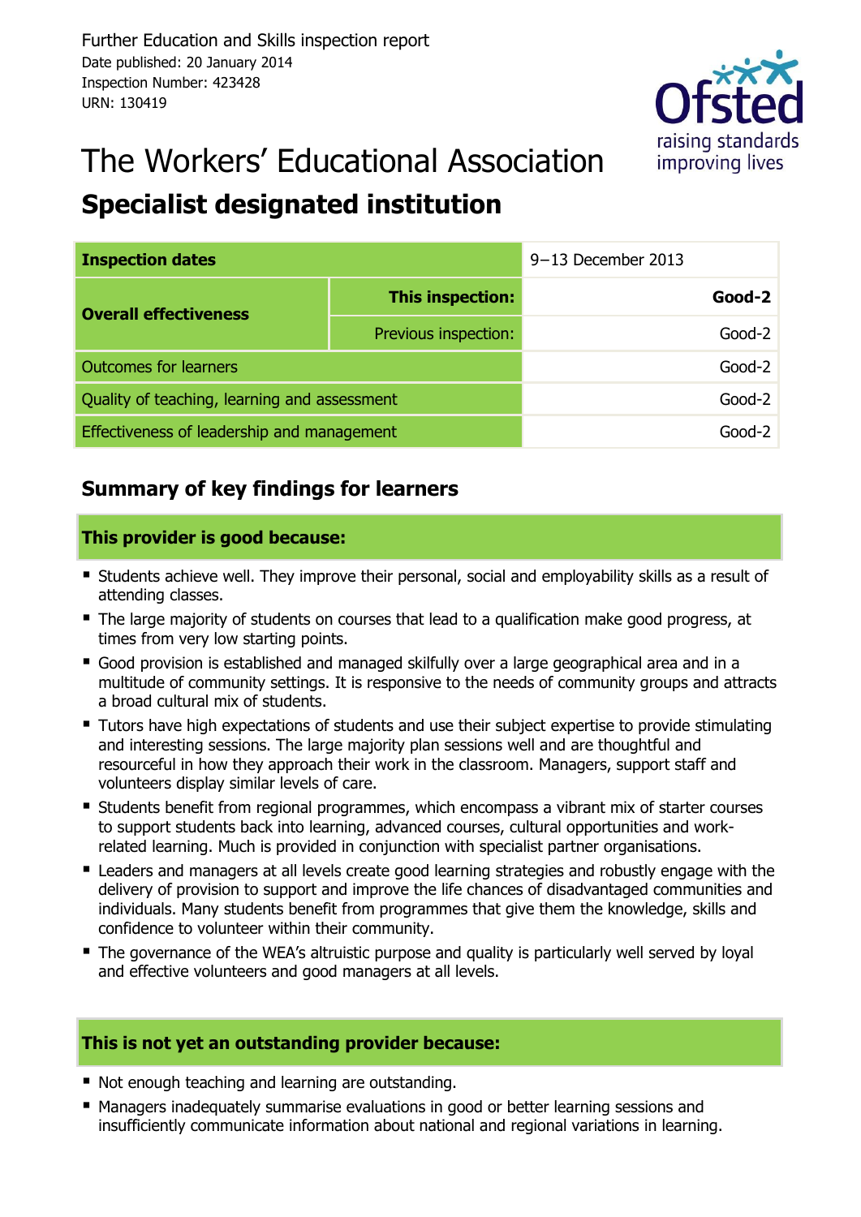Further Education and Skills inspection report
Date published: 20 January 2014
Inspection Number: 423428
URN: 130419

# The Workers' Educational Association

## Specialist designated institution

| Inspection dates | | 9–13 December 2013 |
|---|---|---|
| Overall effectiveness | **This inspection:** | **Good-2** |
| | Previous inspection: | Good-2 |
| Outcomes for learners | | Good-2 |
| Quality of teaching, learning and assessment | | Good-2 |
| Effectiveness of leadership and management | | Good-2 |

## Summary of key findings for learners

### This provider is good because:

- Students achieve well. They improve their personal, social and employability skills as a result of attending classes.
- The large majority of students on courses that lead to a qualification make good progress, at times from very low starting points.
- Good provision is established and managed skilfully over a large geographical area and in a multitude of community settings. It is responsive to the needs of community groups and attracts a broad cultural mix of students.
- Tutors have high expectations of students and use their subject expertise to provide stimulating and interesting sessions. The large majority plan sessions well and are thoughtful and resourceful in how they approach their work in the classroom. Managers, support staff and volunteers display similar levels of care.
- Students benefit from regional programmes, which encompass a vibrant mix of starter courses to support students back into learning, advanced courses, cultural opportunities and work-related learning. Much is provided in conjunction with specialist partner organisations.
- Leaders and managers at all levels create good learning strategies and robustly engage with the delivery of provision to support and improve the life chances of disadvantaged communities and individuals. Many students benefit from programmes that give them the knowledge, skills and confidence to volunteer within their community.
- The governance of the WEA's altruistic purpose and quality is particularly well served by loyal and effective volunteers and good managers at all levels.

### This is not yet an outstanding provider because:

- Not enough teaching and learning are outstanding.
- Managers inadequately summarise evaluations in good or better learning sessions and insufficiently communicate information about national and regional variations in learning.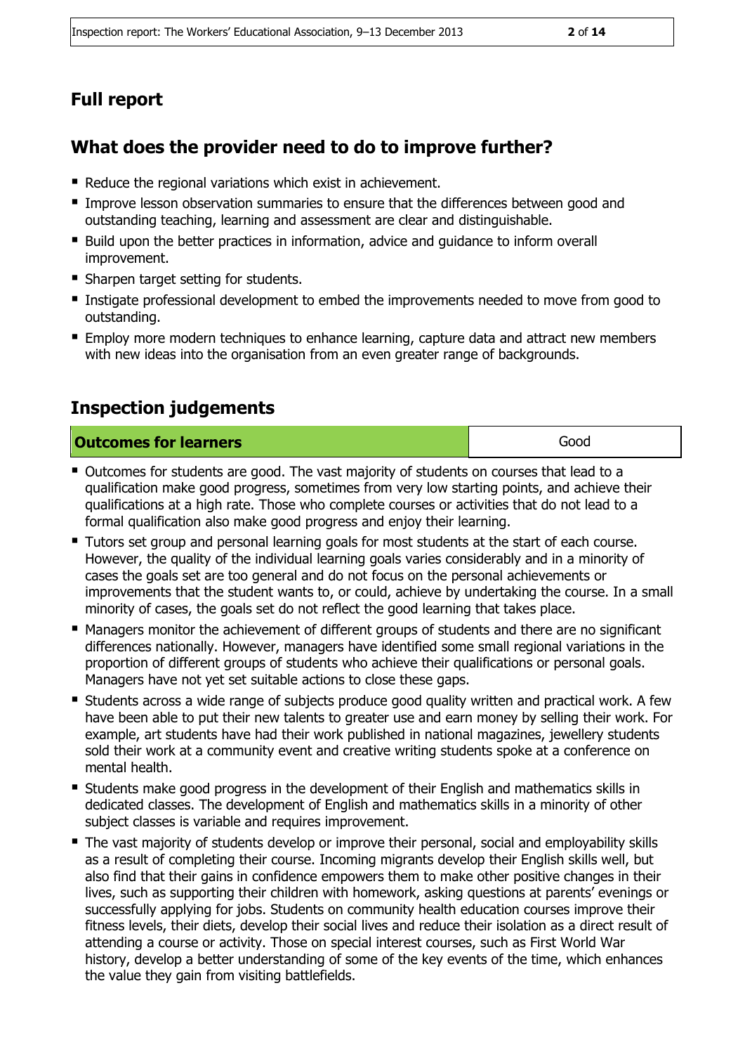## Full report

## What does the provider need to do to improve further?

- Reduce the regional variations which exist in achievement.
- Improve lesson observation summaries to ensure that the differences between good and outstanding teaching, learning and assessment are clear and distinguishable.
- Build upon the better practices in information, advice and guidance to inform overall improvement.
- Sharpen target setting for students.
- Instigate professional development to embed the improvements needed to move from good to outstanding.
- Employ more modern techniques to enhance learning, capture data and attract new members with new ideas into the organisation from an even greater range of backgrounds.

## Inspection judgements

| **Outcomes for learners** | Good |
|---|---|

- Outcomes for students are good. The vast majority of students on courses that lead to a qualification make good progress, sometimes from very low starting points, and achieve their qualifications at a high rate. Those who complete courses or activities that do not lead to a formal qualification also make good progress and enjoy their learning.
- Tutors set group and personal learning goals for most students at the start of each course. However, the quality of the individual learning goals varies considerably and in a minority of cases the goals set are too general and do not focus on the personal achievements or improvements that the student wants to, or could, achieve by undertaking the course. In a small minority of cases, the goals set do not reflect the good learning that takes place.
- Managers monitor the achievement of different groups of students and there are no significant differences nationally. However, managers have identified some small regional variations in the proportion of different groups of students who achieve their qualifications or personal goals. Managers have not yet set suitable actions to close these gaps.
- Students across a wide range of subjects produce good quality written and practical work. A few have been able to put their new talents to greater use and earn money by selling their work. For example, art students have had their work published in national magazines, jewellery students sold their work at a community event and creative writing students spoke at a conference on mental health.
- Students make good progress in the development of their English and mathematics skills in dedicated classes. The development of English and mathematics skills in a minority of other subject classes is variable and requires improvement.
- The vast majority of students develop or improve their personal, social and employability skills as a result of completing their course. Incoming migrants develop their English skills well, but also find that their gains in confidence empowers them to make other positive changes in their lives, such as supporting their children with homework, asking questions at parents' evenings or successfully applying for jobs. Students on community health education courses improve their fitness levels, their diets, develop their social lives and reduce their isolation as a direct result of attending a course or activity. Those on special interest courses, such as First World War history, develop a better understanding of some of the key events of the time, which enhances the value they gain from visiting battlefields.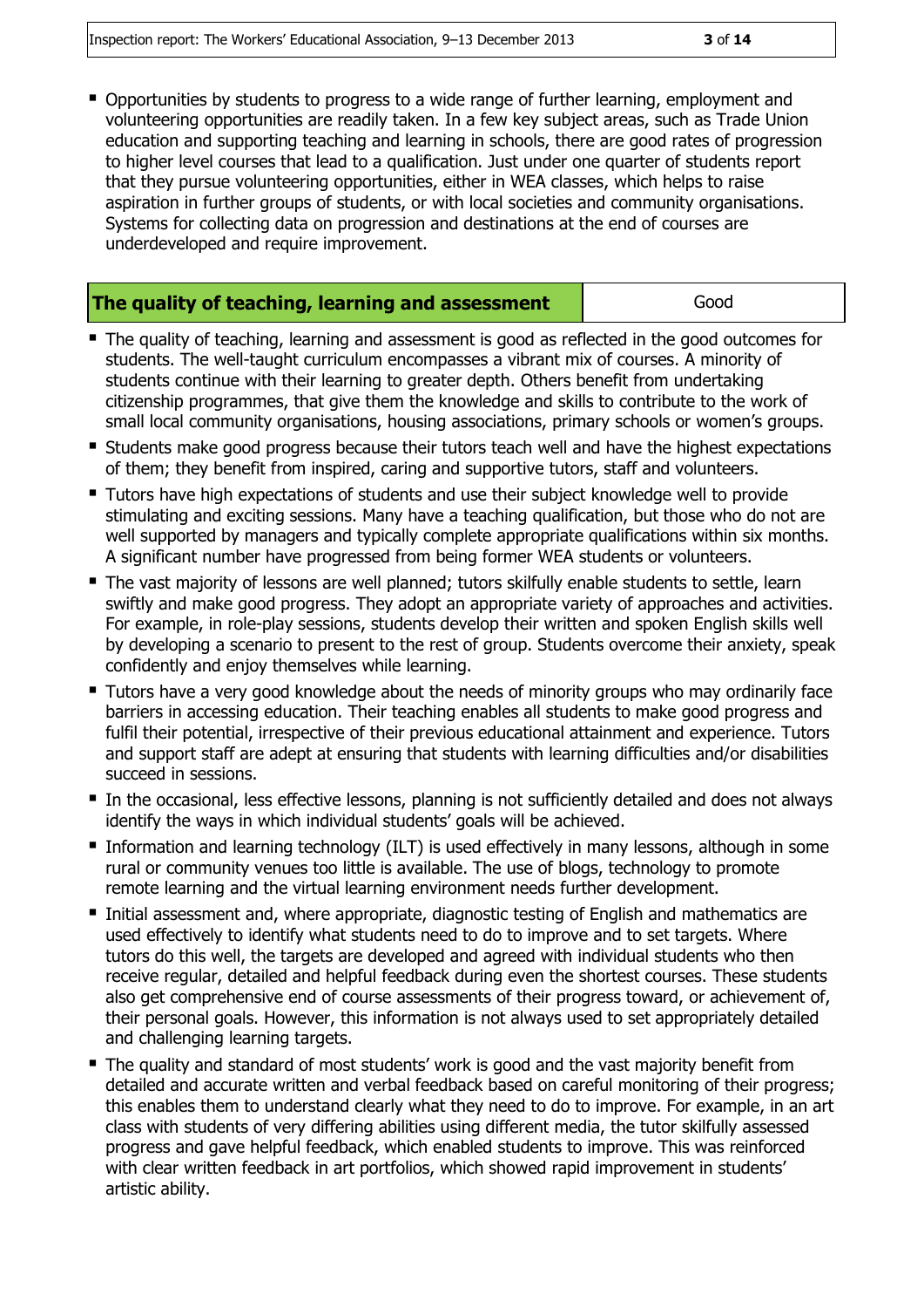- Opportunities by students to progress to a wide range of further learning, employment and volunteering opportunities are readily taken. In a few key subject areas, such as Trade Union education and supporting teaching and learning in schools, there are good rates of progression to higher level courses that lead to a qualification. Just under one quarter of students report that they pursue volunteering opportunities, either in WEA classes, which helps to raise aspiration in further groups of students, or with local societies and community organisations. Systems for collecting data on progression and destinations at the end of courses are underdeveloped and require improvement.

| **The quality of teaching, learning and assessment** | Good |
|---|---|

- The quality of teaching, learning and assessment is good as reflected in the good outcomes for students. The well-taught curriculum encompasses a vibrant mix of courses. A minority of students continue with their learning to greater depth. Others benefit from undertaking citizenship programmes, that give them the knowledge and skills to contribute to the work of small local community organisations, housing associations, primary schools or women's groups.
- Students make good progress because their tutors teach well and have the highest expectations of them; they benefit from inspired, caring and supportive tutors, staff and volunteers.
- Tutors have high expectations of students and use their subject knowledge well to provide stimulating and exciting sessions. Many have a teaching qualification, but those who do not are well supported by managers and typically complete appropriate qualifications within six months. A significant number have progressed from being former WEA students or volunteers.
- The vast majority of lessons are well planned; tutors skilfully enable students to settle, learn swiftly and make good progress. They adopt an appropriate variety of approaches and activities. For example, in role-play sessions, students develop their written and spoken English skills well by developing a scenario to present to the rest of group. Students overcome their anxiety, speak confidently and enjoy themselves while learning.
- Tutors have a very good knowledge about the needs of minority groups who may ordinarily face barriers in accessing education. Their teaching enables all students to make good progress and fulfil their potential, irrespective of their previous educational attainment and experience. Tutors and support staff are adept at ensuring that students with learning difficulties and/or disabilities succeed in sessions.
- In the occasional, less effective lessons, planning is not sufficiently detailed and does not always identify the ways in which individual students' goals will be achieved.
- Information and learning technology (ILT) is used effectively in many lessons, although in some rural or community venues too little is available. The use of blogs, technology to promote remote learning and the virtual learning environment needs further development.
- Initial assessment and, where appropriate, diagnostic testing of English and mathematics are used effectively to identify what students need to do to improve and to set targets. Where tutors do this well, the targets are developed and agreed with individual students who then receive regular, detailed and helpful feedback during even the shortest courses. These students also get comprehensive end of course assessments of their progress toward, or achievement of, their personal goals. However, this information is not always used to set appropriately detailed and challenging learning targets.
- The quality and standard of most students' work is good and the vast majority benefit from detailed and accurate written and verbal feedback based on careful monitoring of their progress; this enables them to understand clearly what they need to do to improve. For example, in an art class with students of very differing abilities using different media, the tutor skilfully assessed progress and gave helpful feedback, which enabled students to improve. This was reinforced with clear written feedback in art portfolios, which showed rapid improvement in students' artistic ability.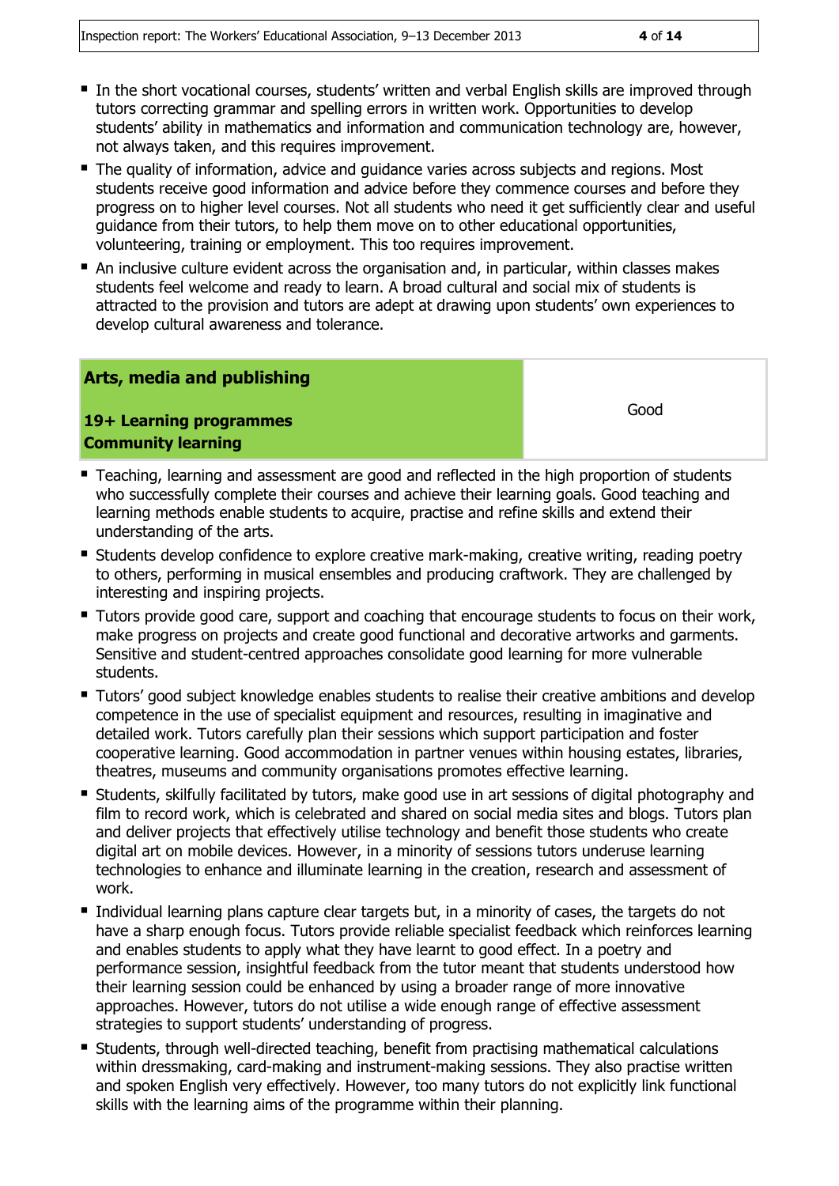- In the short vocational courses, students' written and verbal English skills are improved through tutors correcting grammar and spelling errors in written work. Opportunities to develop students' ability in mathematics and information and communication technology are, however, not always taken, and this requires improvement.
- The quality of information, advice and guidance varies across subjects and regions. Most students receive good information and advice before they commence courses and before they progress on to higher level courses. Not all students who need it get sufficiently clear and useful guidance from their tutors, to help them move on to other educational opportunities, volunteering, training or employment. This too requires improvement.
- An inclusive culture evident across the organisation and, in particular, within classes makes students feel welcome and ready to learn. A broad cultural and social mix of students is attracted to the provision and tutors are adept at drawing upon students' own experiences to develop cultural awareness and tolerance.

| **Arts, media and publishing**<br><br>**19+ Learning programmes**<br>**Community learning** | Good |
|---|---|

- Teaching, learning and assessment are good and reflected in the high proportion of students who successfully complete their courses and achieve their learning goals. Good teaching and learning methods enable students to acquire, practise and refine skills and extend their understanding of the arts.
- Students develop confidence to explore creative mark-making, creative writing, reading poetry to others, performing in musical ensembles and producing craftwork. They are challenged by interesting and inspiring projects.
- Tutors provide good care, support and coaching that encourage students to focus on their work, make progress on projects and create good functional and decorative artworks and garments. Sensitive and student-centred approaches consolidate good learning for more vulnerable students.
- Tutors' good subject knowledge enables students to realise their creative ambitions and develop competence in the use of specialist equipment and resources, resulting in imaginative and detailed work. Tutors carefully plan their sessions which support participation and foster cooperative learning. Good accommodation in partner venues within housing estates, libraries, theatres, museums and community organisations promotes effective learning.
- Students, skilfully facilitated by tutors, make good use in art sessions of digital photography and film to record work, which is celebrated and shared on social media sites and blogs. Tutors plan and deliver projects that effectively utilise technology and benefit those students who create digital art on mobile devices. However, in a minority of sessions tutors underuse learning technologies to enhance and illuminate learning in the creation, research and assessment of work.
- Individual learning plans capture clear targets but, in a minority of cases, the targets do not have a sharp enough focus. Tutors provide reliable specialist feedback which reinforces learning and enables students to apply what they have learnt to good effect. In a poetry and performance session, insightful feedback from the tutor meant that students understood how their learning session could be enhanced by using a broader range of more innovative approaches. However, tutors do not utilise a wide enough range of effective assessment strategies to support students' understanding of progress.
- Students, through well-directed teaching, benefit from practising mathematical calculations within dressmaking, card-making and instrument-making sessions. They also practise written and spoken English very effectively. However, too many tutors do not explicitly link functional skills with the learning aims of the programme within their planning.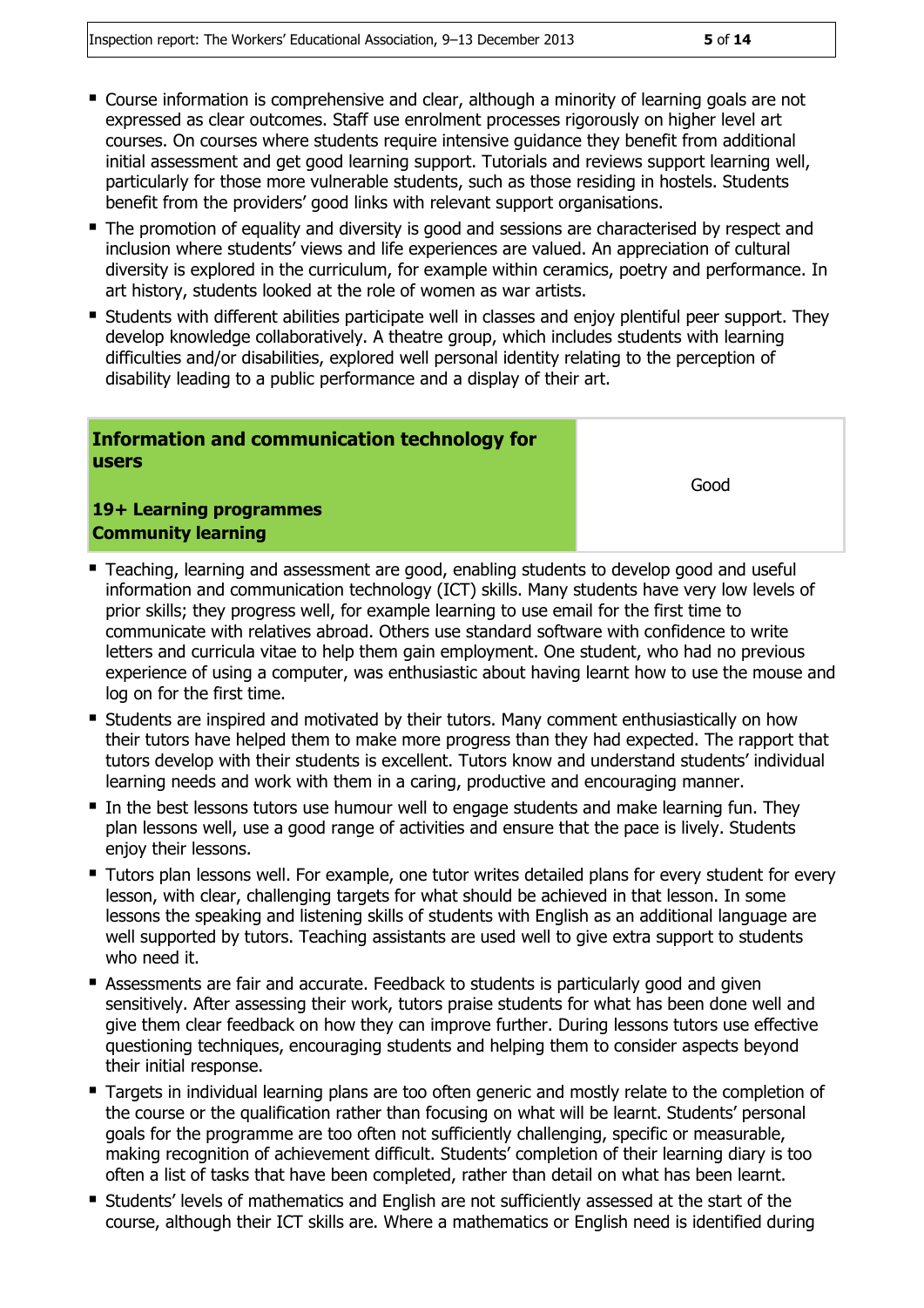- Course information is comprehensive and clear, although a minority of learning goals are not expressed as clear outcomes. Staff use enrolment processes rigorously on higher level art courses. On courses where students require intensive guidance they benefit from additional initial assessment and get good learning support. Tutorials and reviews support learning well, particularly for those more vulnerable students, such as those residing in hostels. Students benefit from the providers' good links with relevant support organisations.
- The promotion of equality and diversity is good and sessions are characterised by respect and inclusion where students' views and life experiences are valued. An appreciation of cultural diversity is explored in the curriculum, for example within ceramics, poetry and performance. In art history, students looked at the role of women as war artists.
- Students with different abilities participate well in classes and enjoy plentiful peer support. They develop knowledge collaboratively. A theatre group, which includes students with learning difficulties and/or disabilities, explored well personal identity relating to the perception of disability leading to a public performance and a display of their art.

| **Information and communication technology for users**<br><br>**19+ Learning programmes**<br>**Community learning** | Good |
|---|---|

- Teaching, learning and assessment are good, enabling students to develop good and useful information and communication technology (ICT) skills. Many students have very low levels of prior skills; they progress well, for example learning to use email for the first time to communicate with relatives abroad. Others use standard software with confidence to write letters and curricula vitae to help them gain employment. One student, who had no previous experience of using a computer, was enthusiastic about having learnt how to use the mouse and log on for the first time.
- Students are inspired and motivated by their tutors. Many comment enthusiastically on how their tutors have helped them to make more progress than they had expected. The rapport that tutors develop with their students is excellent. Tutors know and understand students' individual learning needs and work with them in a caring, productive and encouraging manner.
- In the best lessons tutors use humour well to engage students and make learning fun. They plan lessons well, use a good range of activities and ensure that the pace is lively. Students enjoy their lessons.
- Tutors plan lessons well. For example, one tutor writes detailed plans for every student for every lesson, with clear, challenging targets for what should be achieved in that lesson. In some lessons the speaking and listening skills of students with English as an additional language are well supported by tutors. Teaching assistants are used well to give extra support to students who need it.
- Assessments are fair and accurate. Feedback to students is particularly good and given sensitively. After assessing their work, tutors praise students for what has been done well and give them clear feedback on how they can improve further. During lessons tutors use effective questioning techniques, encouraging students and helping them to consider aspects beyond their initial response.
- Targets in individual learning plans are too often generic and mostly relate to the completion of the course or the qualification rather than focusing on what will be learnt. Students' personal goals for the programme are too often not sufficiently challenging, specific or measurable, making recognition of achievement difficult. Students' completion of their learning diary is too often a list of tasks that have been completed, rather than detail on what has been learnt.
- Students' levels of mathematics and English are not sufficiently assessed at the start of the course, although their ICT skills are. Where a mathematics or English need is identified during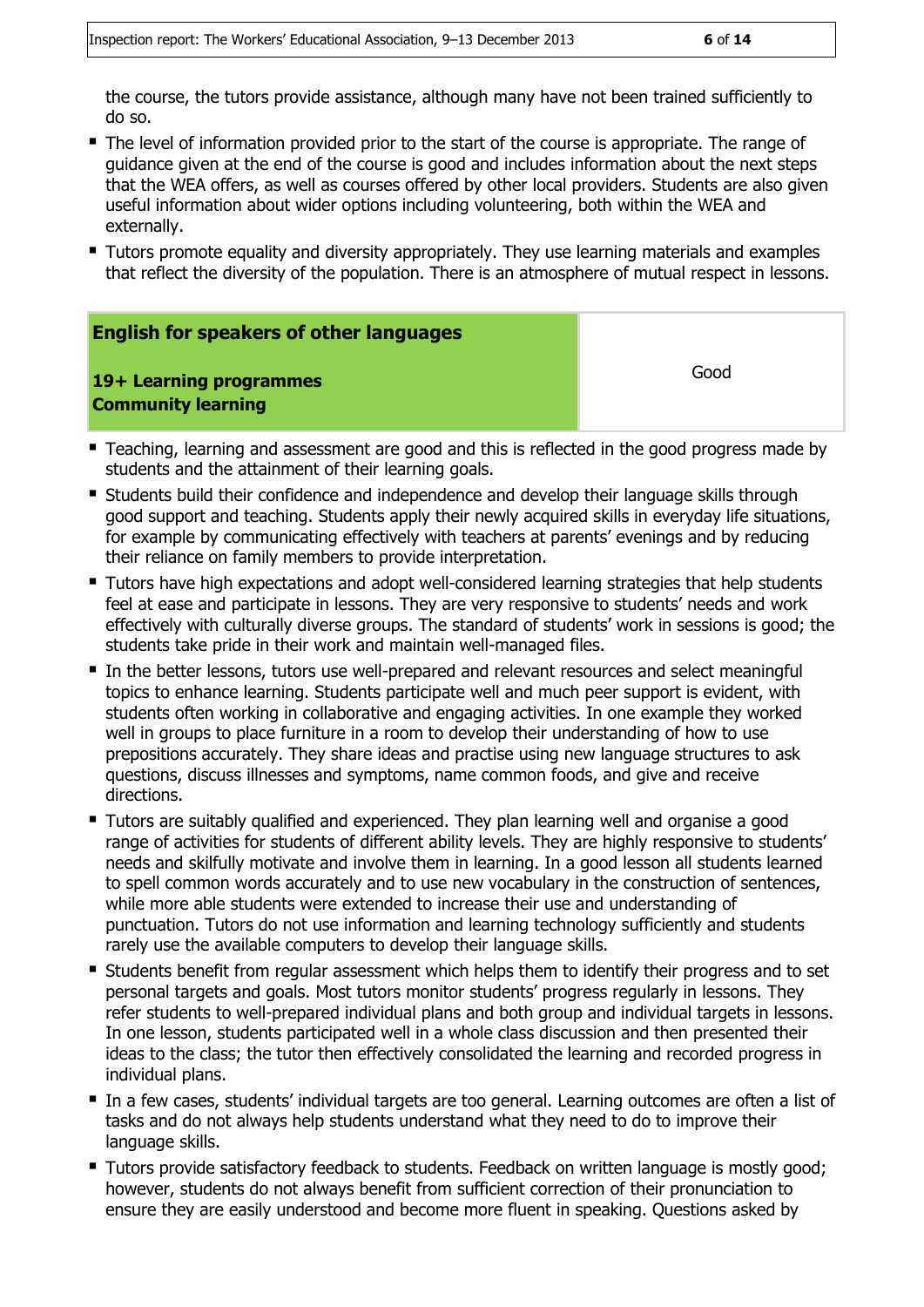the course, the tutors provide assistance, although many have not been trained sufficiently to do so.

- The level of information provided prior to the start of the course is appropriate. The range of guidance given at the end of the course is good and includes information about the next steps that the WEA offers, as well as courses offered by other local providers. Students are also given useful information about wider options including volunteering, both within the WEA and externally.
- Tutors promote equality and diversity appropriately. They use learning materials and examples that reflect the diversity of the population. There is an atmosphere of mutual respect in lessons.

| **English for speakers of other languages**<br><br>**19+ Learning programmes**<br>**Community learning** | Good |
|---|---|

- Teaching, learning and assessment are good and this is reflected in the good progress made by students and the attainment of their learning goals.
- Students build their confidence and independence and develop their language skills through good support and teaching. Students apply their newly acquired skills in everyday life situations, for example by communicating effectively with teachers at parents' evenings and by reducing their reliance on family members to provide interpretation.
- Tutors have high expectations and adopt well-considered learning strategies that help students feel at ease and participate in lessons. They are very responsive to students' needs and work effectively with culturally diverse groups. The standard of students' work in sessions is good; the students take pride in their work and maintain well-managed files.
- In the better lessons, tutors use well-prepared and relevant resources and select meaningful topics to enhance learning. Students participate well and much peer support is evident, with students often working in collaborative and engaging activities. In one example they worked well in groups to place furniture in a room to develop their understanding of how to use prepositions accurately. They share ideas and practise using new language structures to ask questions, discuss illnesses and symptoms, name common foods, and give and receive directions.
- Tutors are suitably qualified and experienced. They plan learning well and organise a good range of activities for students of different ability levels. They are highly responsive to students' needs and skilfully motivate and involve them in learning. In a good lesson all students learned to spell common words accurately and to use new vocabulary in the construction of sentences, while more able students were extended to increase their use and understanding of punctuation. Tutors do not use information and learning technology sufficiently and students rarely use the available computers to develop their language skills.
- Students benefit from regular assessment which helps them to identify their progress and to set personal targets and goals. Most tutors monitor students' progress regularly in lessons. They refer students to well-prepared individual plans and both group and individual targets in lessons. In one lesson, students participated well in a whole class discussion and then presented their ideas to the class; the tutor then effectively consolidated the learning and recorded progress in individual plans.
- In a few cases, students' individual targets are too general. Learning outcomes are often a list of tasks and do not always help students understand what they need to do to improve their language skills.
- Tutors provide satisfactory feedback to students. Feedback on written language is mostly good; however, students do not always benefit from sufficient correction of their pronunciation to ensure they are easily understood and become more fluent in speaking. Questions asked by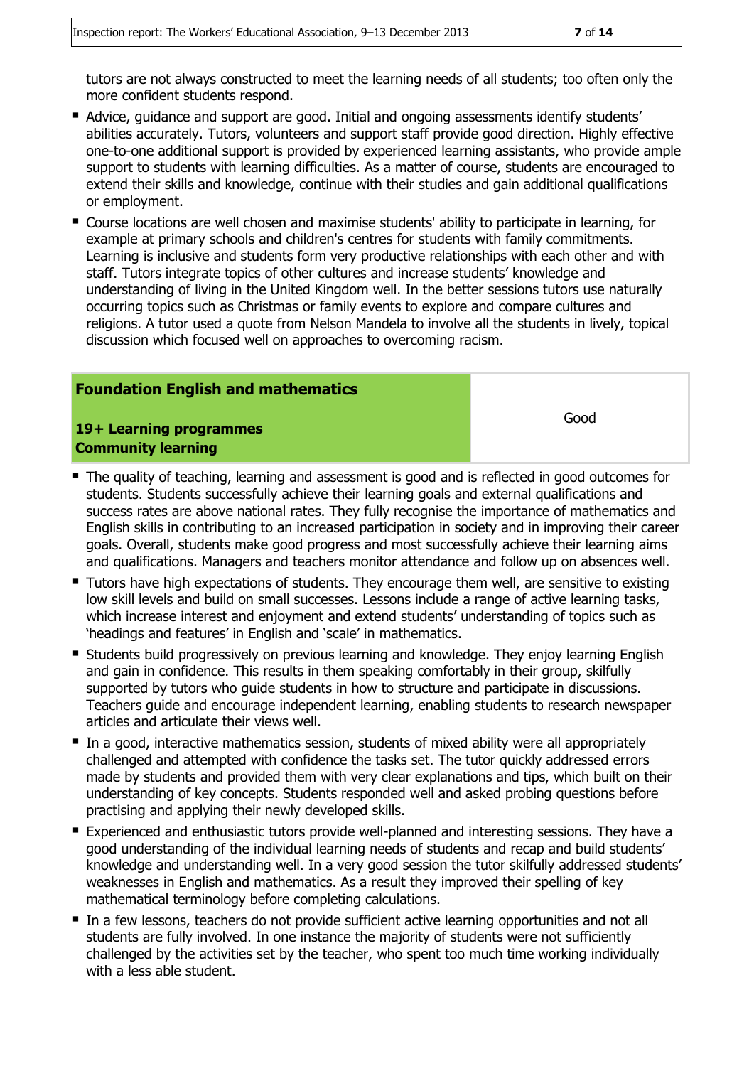tutors are not always constructed to meet the learning needs of all students; too often only the more confident students respond.

- Advice, guidance and support are good. Initial and ongoing assessments identify students' abilities accurately. Tutors, volunteers and support staff provide good direction. Highly effective one-to-one additional support is provided by experienced learning assistants, who provide ample support to students with learning difficulties. As a matter of course, students are encouraged to extend their skills and knowledge, continue with their studies and gain additional qualifications or employment.
- Course locations are well chosen and maximise students' ability to participate in learning, for example at primary schools and children's centres for students with family commitments. Learning is inclusive and students form very productive relationships with each other and with staff. Tutors integrate topics of other cultures and increase students' knowledge and understanding of living in the United Kingdom well. In the better sessions tutors use naturally occurring topics such as Christmas or family events to explore and compare cultures and religions. A tutor used a quote from Nelson Mandela to involve all the students in lively, topical discussion which focused well on approaches to overcoming racism.

| **Foundation English and mathematics**<br><br>**19+ Learning programmes**<br>**Community learning** | Good |
|---|---|

- The quality of teaching, learning and assessment is good and is reflected in good outcomes for students. Students successfully achieve their learning goals and external qualifications and success rates are above national rates. They fully recognise the importance of mathematics and English skills in contributing to an increased participation in society and in improving their career goals. Overall, students make good progress and most successfully achieve their learning aims and qualifications. Managers and teachers monitor attendance and follow up on absences well.
- Tutors have high expectations of students. They encourage them well, are sensitive to existing low skill levels and build on small successes. Lessons include a range of active learning tasks, which increase interest and enjoyment and extend students' understanding of topics such as 'headings and features' in English and 'scale' in mathematics.
- Students build progressively on previous learning and knowledge. They enjoy learning English and gain in confidence. This results in them speaking comfortably in their group, skilfully supported by tutors who guide students in how to structure and participate in discussions. Teachers guide and encourage independent learning, enabling students to research newspaper articles and articulate their views well.
- In a good, interactive mathematics session, students of mixed ability were all appropriately challenged and attempted with confidence the tasks set. The tutor quickly addressed errors made by students and provided them with very clear explanations and tips, which built on their understanding of key concepts. Students responded well and asked probing questions before practising and applying their newly developed skills.
- Experienced and enthusiastic tutors provide well-planned and interesting sessions. They have a good understanding of the individual learning needs of students and recap and build students' knowledge and understanding well. In a very good session the tutor skilfully addressed students' weaknesses in English and mathematics. As a result they improved their spelling of key mathematical terminology before completing calculations.
- In a few lessons, teachers do not provide sufficient active learning opportunities and not all students are fully involved. In one instance the majority of students were not sufficiently challenged by the activities set by the teacher, who spent too much time working individually with a less able student.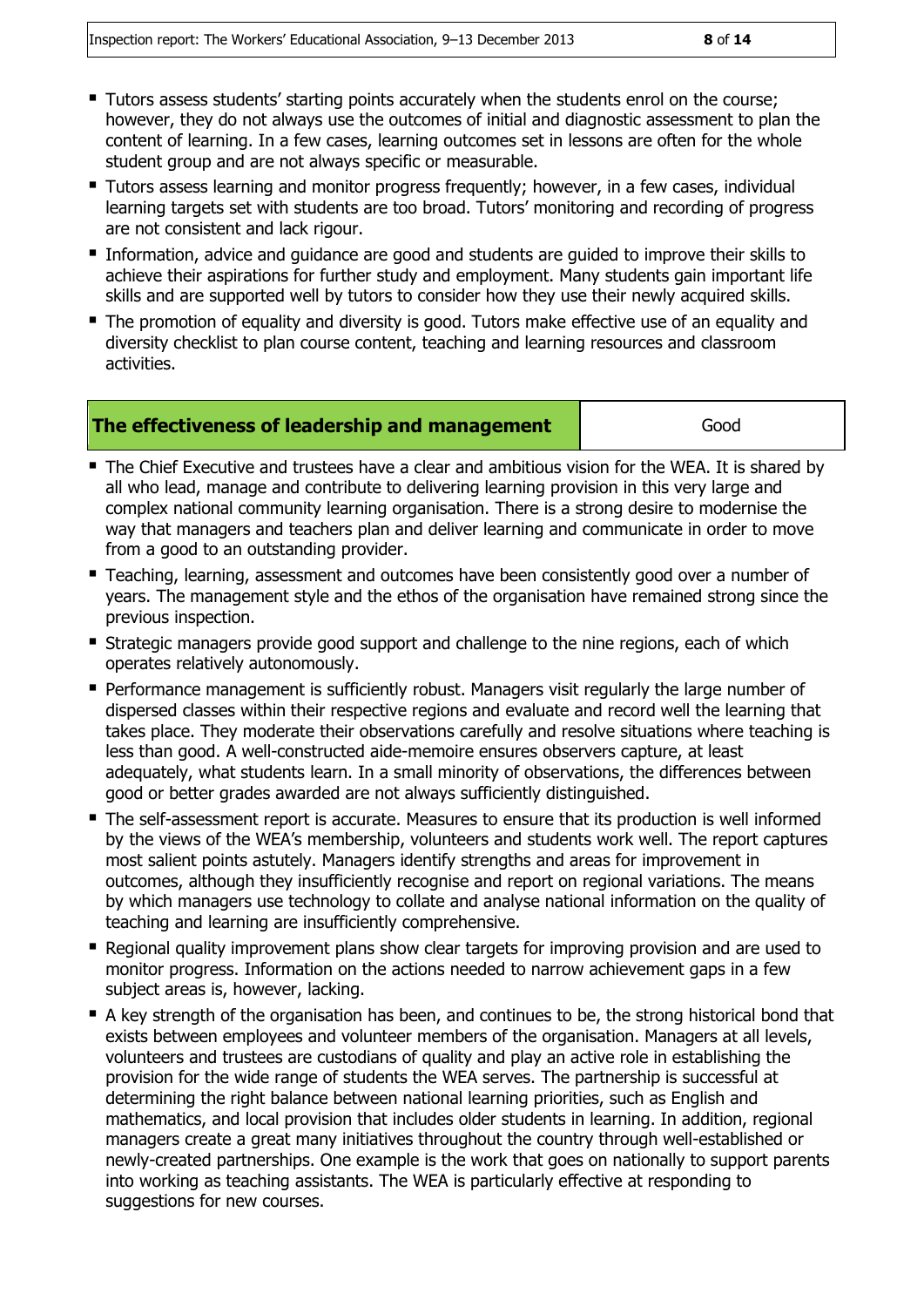- Tutors assess students' starting points accurately when the students enrol on the course; however, they do not always use the outcomes of initial and diagnostic assessment to plan the content of learning. In a few cases, learning outcomes set in lessons are often for the whole student group and are not always specific or measurable.
- Tutors assess learning and monitor progress frequently; however, in a few cases, individual learning targets set with students are too broad. Tutors' monitoring and recording of progress are not consistent and lack rigour.
- Information, advice and guidance are good and students are guided to improve their skills to achieve their aspirations for further study and employment. Many students gain important life skills and are supported well by tutors to consider how they use their newly acquired skills.
- The promotion of equality and diversity is good. Tutors make effective use of an equality and diversity checklist to plan course content, teaching and learning resources and classroom activities.

| **The effectiveness of leadership and management** | Good |
| --- | --- |

- The Chief Executive and trustees have a clear and ambitious vision for the WEA. It is shared by all who lead, manage and contribute to delivering learning provision in this very large and complex national community learning organisation. There is a strong desire to modernise the way that managers and teachers plan and deliver learning and communicate in order to move from a good to an outstanding provider.
- Teaching, learning, assessment and outcomes have been consistently good over a number of years. The management style and the ethos of the organisation have remained strong since the previous inspection.
- Strategic managers provide good support and challenge to the nine regions, each of which operates relatively autonomously.
- Performance management is sufficiently robust. Managers visit regularly the large number of dispersed classes within their respective regions and evaluate and record well the learning that takes place. They moderate their observations carefully and resolve situations where teaching is less than good. A well-constructed aide-memoire ensures observers capture, at least adequately, what students learn. In a small minority of observations, the differences between good or better grades awarded are not always sufficiently distinguished.
- The self-assessment report is accurate. Measures to ensure that its production is well informed by the views of the WEA's membership, volunteers and students work well. The report captures most salient points astutely. Managers identify strengths and areas for improvement in outcomes, although they insufficiently recognise and report on regional variations. The means by which managers use technology to collate and analyse national information on the quality of teaching and learning are insufficiently comprehensive.
- Regional quality improvement plans show clear targets for improving provision and are used to monitor progress. Information on the actions needed to narrow achievement gaps in a few subject areas is, however, lacking.
- A key strength of the organisation has been, and continues to be, the strong historical bond that exists between employees and volunteer members of the organisation. Managers at all levels, volunteers and trustees are custodians of quality and play an active role in establishing the provision for the wide range of students the WEA serves. The partnership is successful at determining the right balance between national learning priorities, such as English and mathematics, and local provision that includes older students in learning. In addition, regional managers create a great many initiatives throughout the country through well-established or newly-created partnerships. One example is the work that goes on nationally to support parents into working as teaching assistants. The WEA is particularly effective at responding to suggestions for new courses.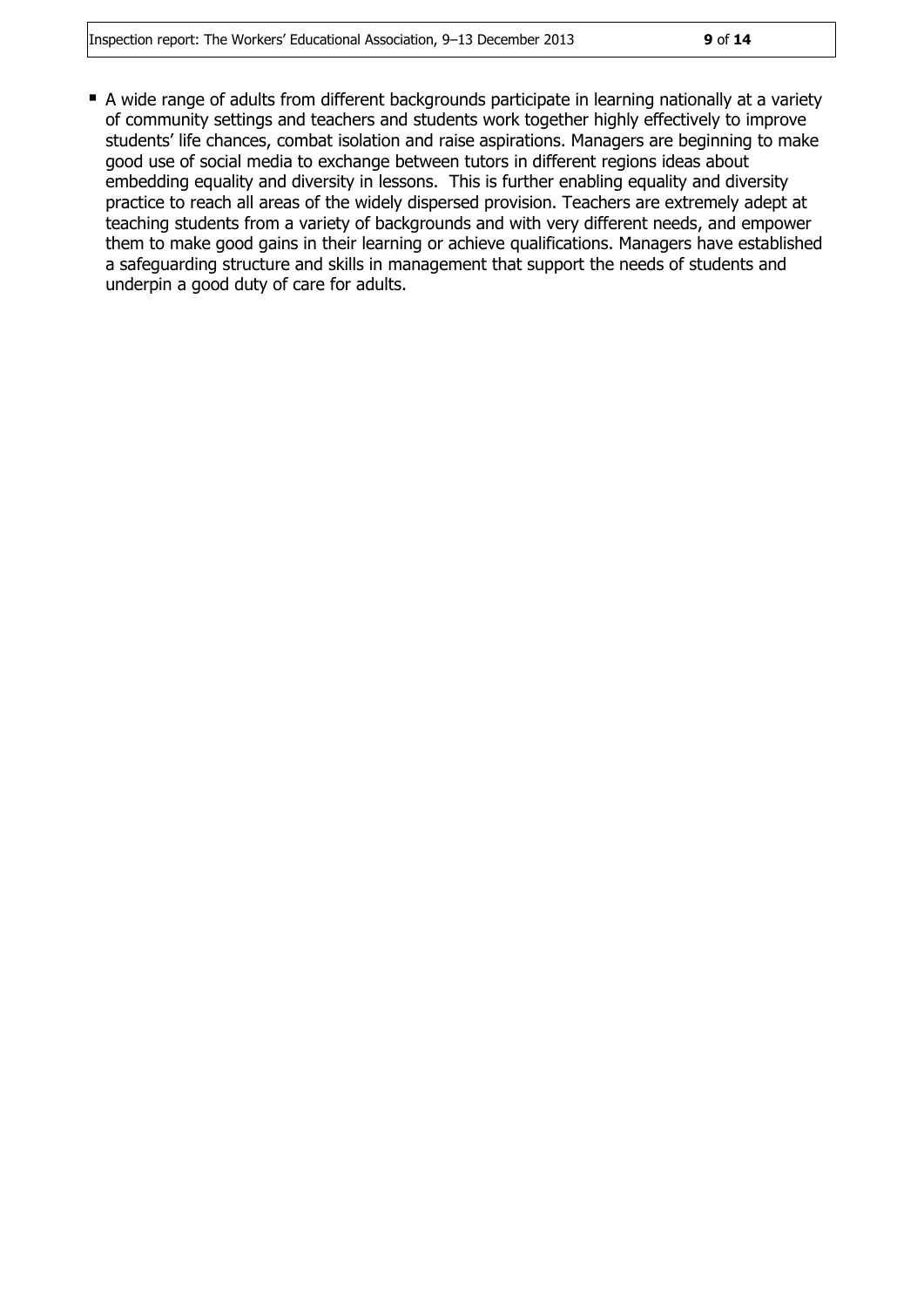- A wide range of adults from different backgrounds participate in learning nationally at a variety of community settings and teachers and students work together highly effectively to improve students' life chances, combat isolation and raise aspirations. Managers are beginning to make good use of social media to exchange between tutors in different regions ideas about embedding equality and diversity in lessons. This is further enabling equality and diversity practice to reach all areas of the widely dispersed provision. Teachers are extremely adept at teaching students from a variety of backgrounds and with very different needs, and empower them to make good gains in their learning or achieve qualifications. Managers have established a safeguarding structure and skills in management that support the needs of students and underpin a good duty of care for adults.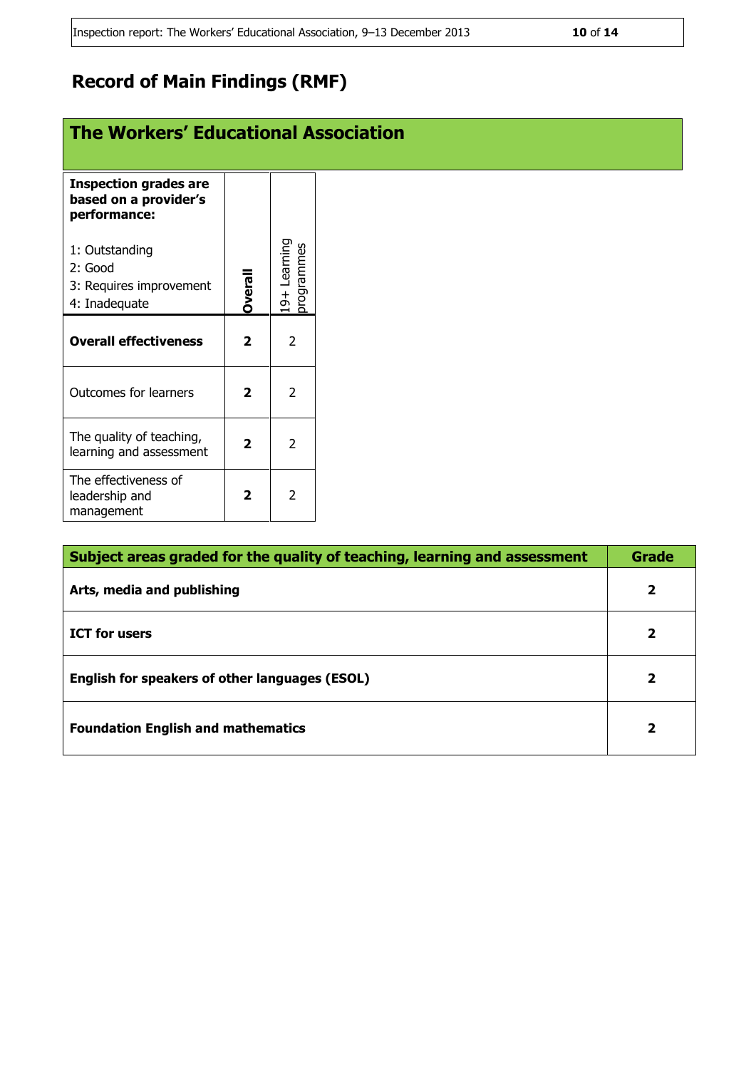## Record of Main Findings (RMF)

### The Workers' Educational Association

| **Inspection grades are based on a provider's performance:**<br><br>1: Outstanding<br>2: Good<br>3: Requires improvement<br>4: Inadequate | **Overall** | 19+ Learning programmes |
|---|---|---|
| **Overall effectiveness** | **2** | 2 |
| Outcomes for learners | **2** | 2 |
| The quality of teaching, learning and assessment | **2** | 2 |
| The effectiveness of leadership and management | **2** | 2 |

| **Subject areas graded for the quality of teaching, learning and assessment** | **Grade** |
|---|---|
| **Arts, media and publishing** | **2** |
| **ICT for users** | **2** |
| **English for speakers of other languages (ESOL)** | **2** |
| **Foundation English and mathematics** | **2** |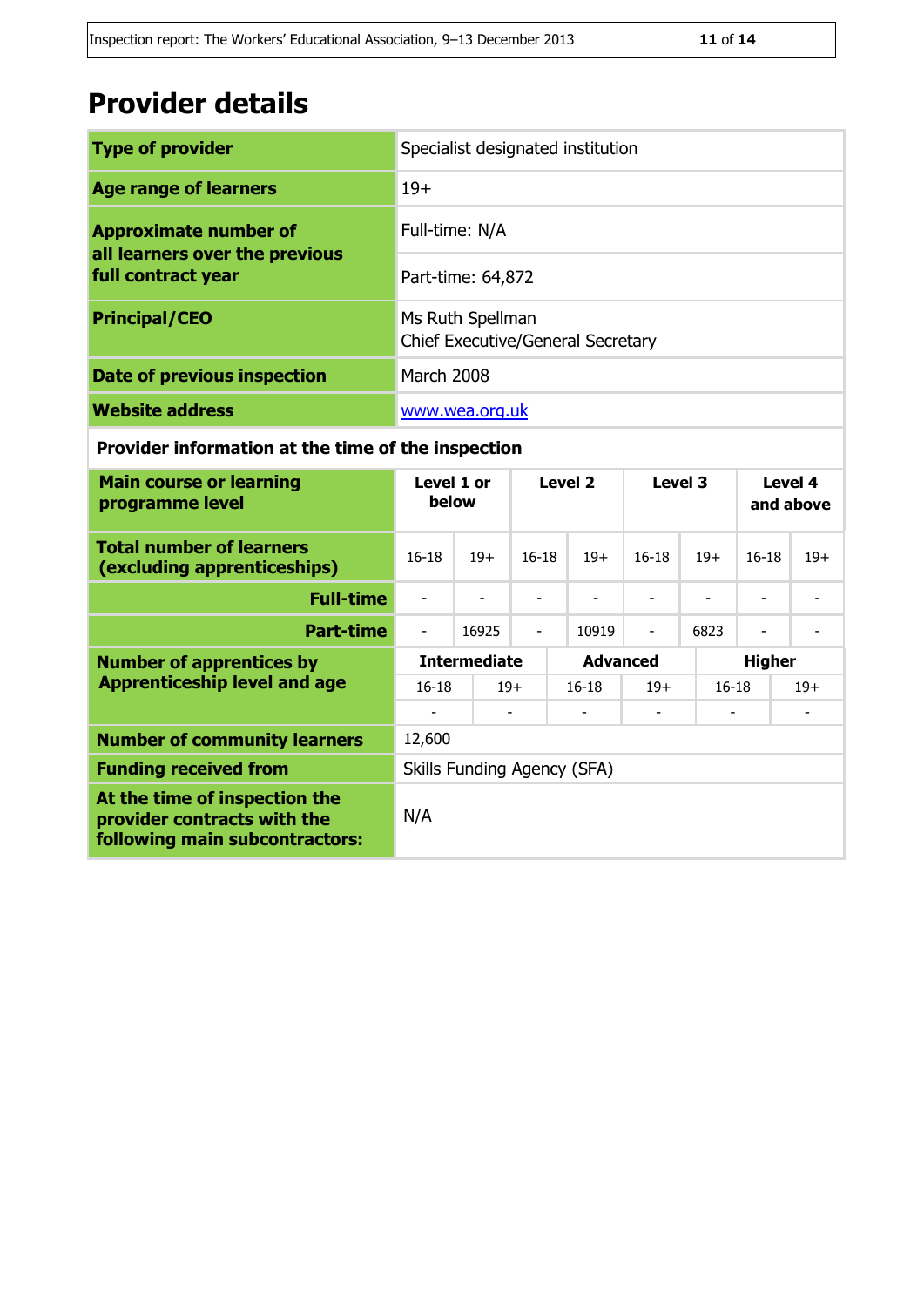# Provider details

| | |
|---|---|
| **Type of provider** | Specialist designated institution |
| **Age range of learners** | 19+ |
| **Approximate number of all learners over the previous full contract year** | Full-time: N/A |
| | Part-time: 64,872 |
| **Principal/CEO** | Ms Ruth Spellman<br>Chief Executive/General Secretary |
| **Date of previous inspection** | March 2008 |
| **Website address** | [www.wea.org.uk](http://www.wea.org.uk) |

**Provider information at the time of the inspection**

| **Main course or learning programme level** | **Level 1 or below** | | **Level 2** | | **Level 3** | | **Level 4 and above** | |
|---|---|---|---|---|---|---|---|---|
| **Total number of learners (excluding apprenticeships)** | 16-18 | 19+ | 16-18 | 19+ | 16-18 | 19+ | 16-18 | 19+ |
| **Full-time** | - | - | - | - | - | - | - | - |
| **Part-time** | - | 16925 | - | 10919 | - | 6823 | - | - |

| **Number of apprentices by Apprenticeship level and age** | **Intermediate** | | **Advanced** | | **Higher** | |
|---|---|---|---|---|---|---|
| | 16-18 | 19+ | 16-18 | 19+ | 16-18 | 19+ |
| | - | - | - | - | - | - |

| | |
|---|---|
| **Number of community learners** | 12,600 |
| **Funding received from** | Skills Funding Agency (SFA) |
| **At the time of inspection the provider contracts with the following main subcontractors:** | N/A |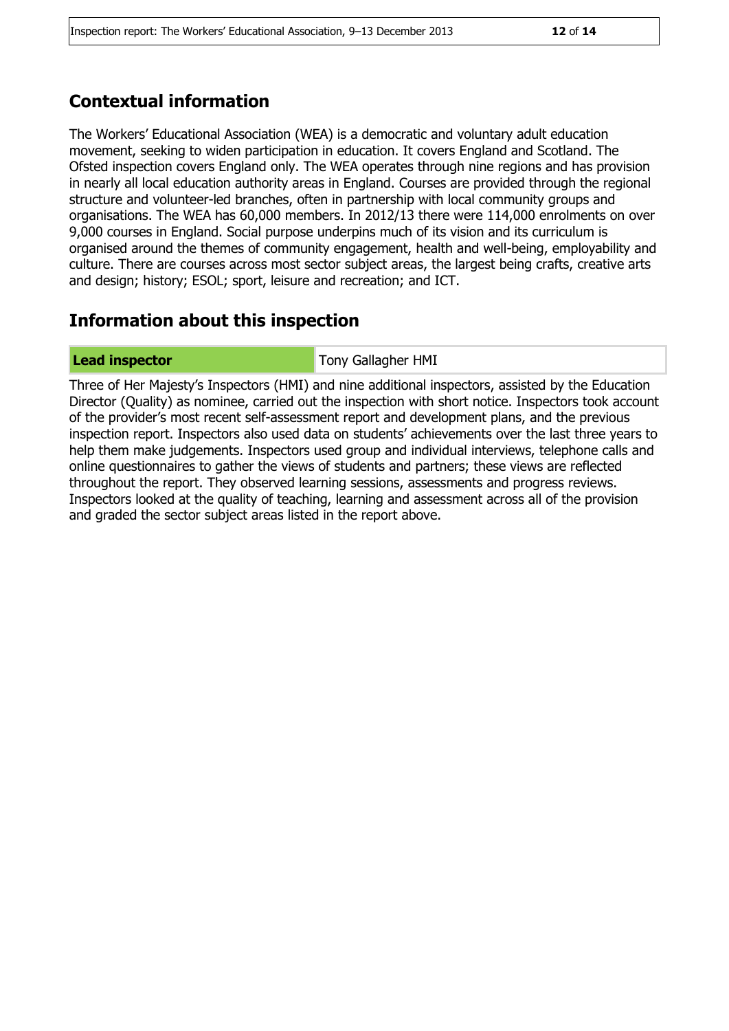## Contextual information

The Workers' Educational Association (WEA) is a democratic and voluntary adult education movement, seeking to widen participation in education. It covers England and Scotland. The Ofsted inspection covers England only. The WEA operates through nine regions and has provision in nearly all local education authority areas in England. Courses are provided through the regional structure and volunteer-led branches, often in partnership with local community groups and organisations. The WEA has 60,000 members. In 2012/13 there were 114,000 enrolments on over 9,000 courses in England. Social purpose underpins much of its vision and its curriculum is organised around the themes of community engagement, health and well-being, employability and culture. There are courses across most sector subject areas, the largest being crafts, creative arts and design; history; ESOL; sport, leisure and recreation; and ICT.

## Information about this inspection

| **Lead inspector** | Tony Gallagher HMI |
|---|---|

Three of Her Majesty's Inspectors (HMI) and nine additional inspectors, assisted by the Education Director (Quality) as nominee, carried out the inspection with short notice. Inspectors took account of the provider's most recent self-assessment report and development plans, and the previous inspection report. Inspectors also used data on students' achievements over the last three years to help them make judgements. Inspectors used group and individual interviews, telephone calls and online questionnaires to gather the views of students and partners; these views are reflected throughout the report. They observed learning sessions, assessments and progress reviews. Inspectors looked at the quality of teaching, learning and assessment across all of the provision and graded the sector subject areas listed in the report above.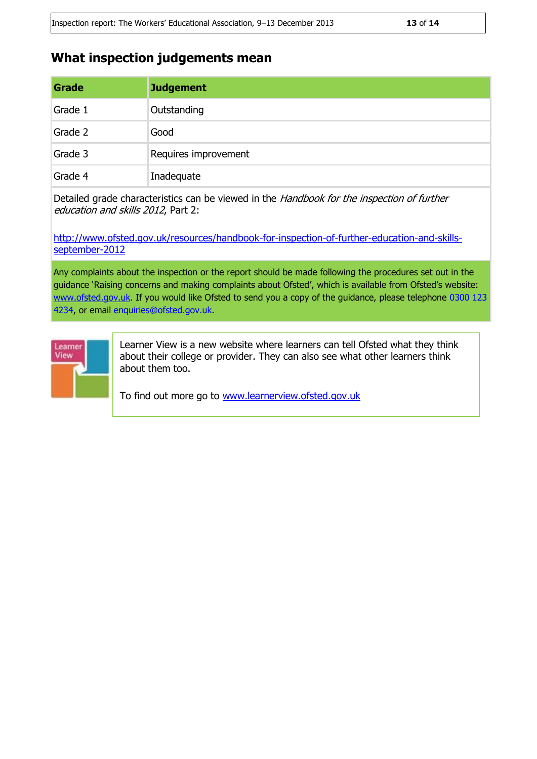## What inspection judgements mean

| Grade | Judgement |
|---|---|
| Grade 1 | Outstanding |
| Grade 2 | Good |
| Grade 3 | Requires improvement |
| Grade 4 | Inadequate |

Detailed grade characteristics can be viewed in the *Handbook for the inspection of further education and skills 2012*, Part 2:

http://www.ofsted.gov.uk/resources/handbook-for-inspection-of-further-education-and-skills-september-2012

Any complaints about the inspection or the report should be made following the procedures set out in the guidance 'Raising concerns and making complaints about Ofsted', which is available from Ofsted's website: www.ofsted.gov.uk. If you would like Ofsted to send you a copy of the guidance, please telephone 0300 123 4234, or email enquiries@ofsted.gov.uk.

Learner View

Learner View is a new website where learners can tell Ofsted what they think about their college or provider. They can also see what other learners think about them too.

To find out more go to www.learnerview.ofsted.gov.uk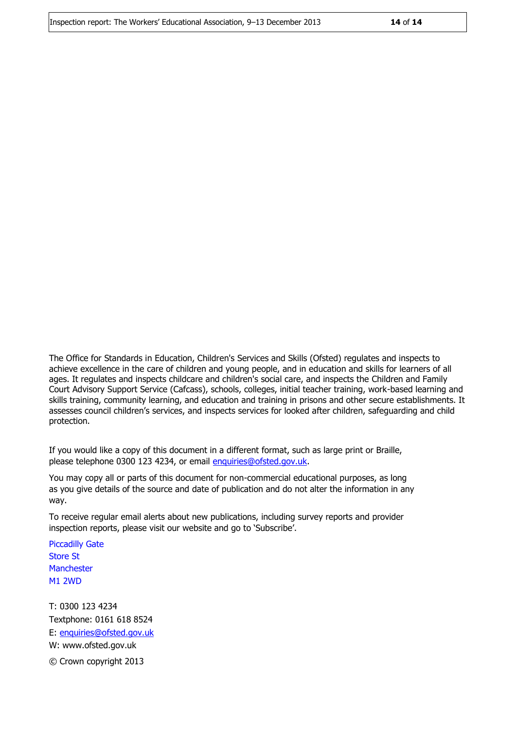The Office for Standards in Education, Children's Services and Skills (Ofsted) regulates and inspects to achieve excellence in the care of children and young people, and in education and skills for learners of all ages. It regulates and inspects childcare and children's social care, and inspects the Children and Family Court Advisory Support Service (Cafcass), schools, colleges, initial teacher training, work-based learning and skills training, community learning, and education and training in prisons and other secure establishments. It assesses council children's services, and inspects services for looked after children, safeguarding and child protection.

If you would like a copy of this document in a different format, such as large print or Braille, please telephone 0300 123 4234, or email enquiries@ofsted.gov.uk.

You may copy all or parts of this document for non-commercial educational purposes, as long as you give details of the source and date of publication and do not alter the information in any way.

To receive regular email alerts about new publications, including survey reports and provider inspection reports, please visit our website and go to 'Subscribe'.

Piccadilly Gate  
Store St  
Manchester  
M1 2WD

T: 0300 123 4234  
Textphone: 0161 618 8524  
E: enquiries@ofsted.gov.uk  
W: www.ofsted.gov.uk

© Crown copyright 2013